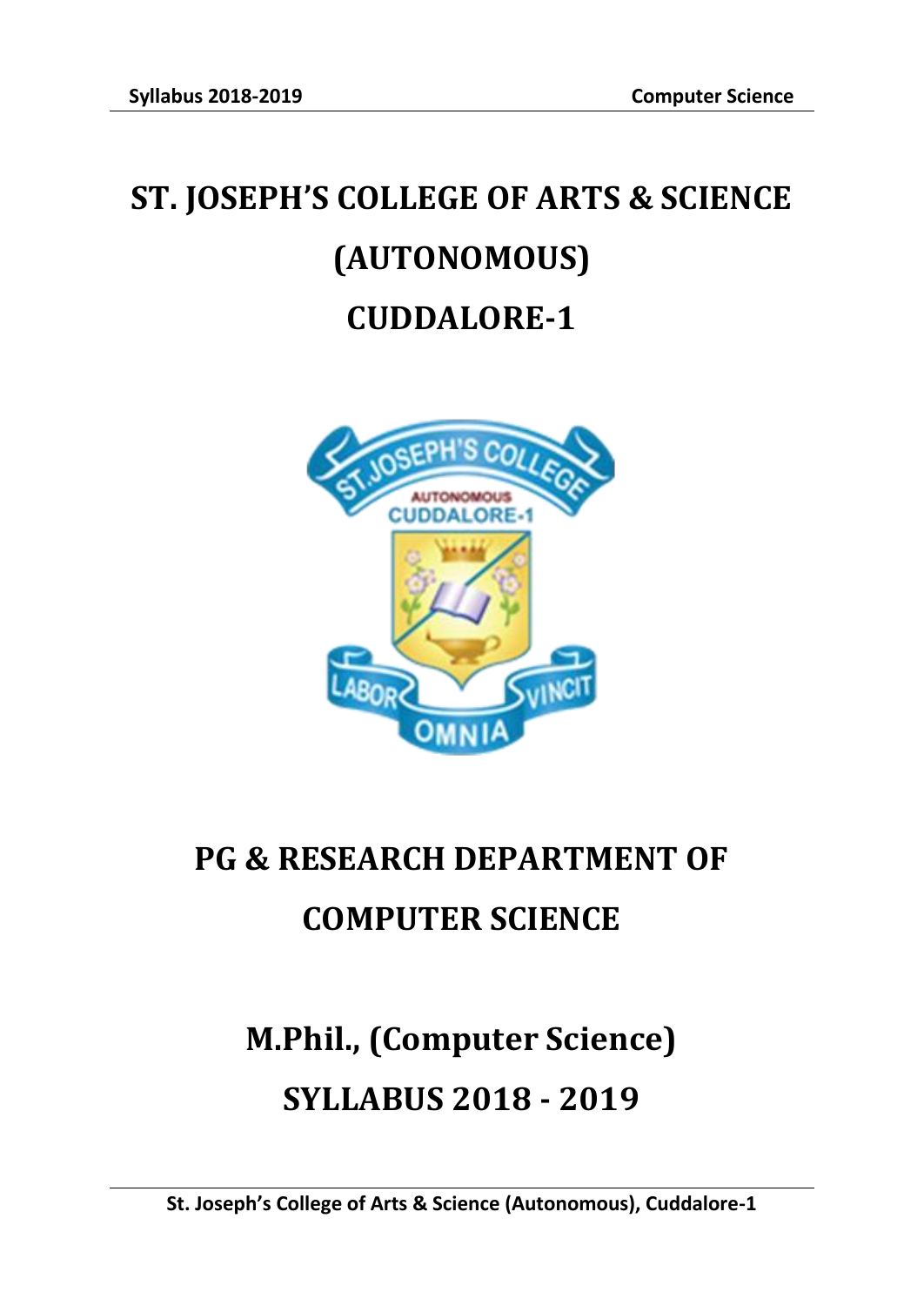# ST. JOSEPH'S COLLEGE OF ARTS & SCIENCE (AUTONOMOUS) CUDDALORE-1

# PG & RESEARCH DEPARTMENT OF COMPUTER SCIENCE

# M.Phil., (Computer Science)

# SYLLABUS 2018 - 2019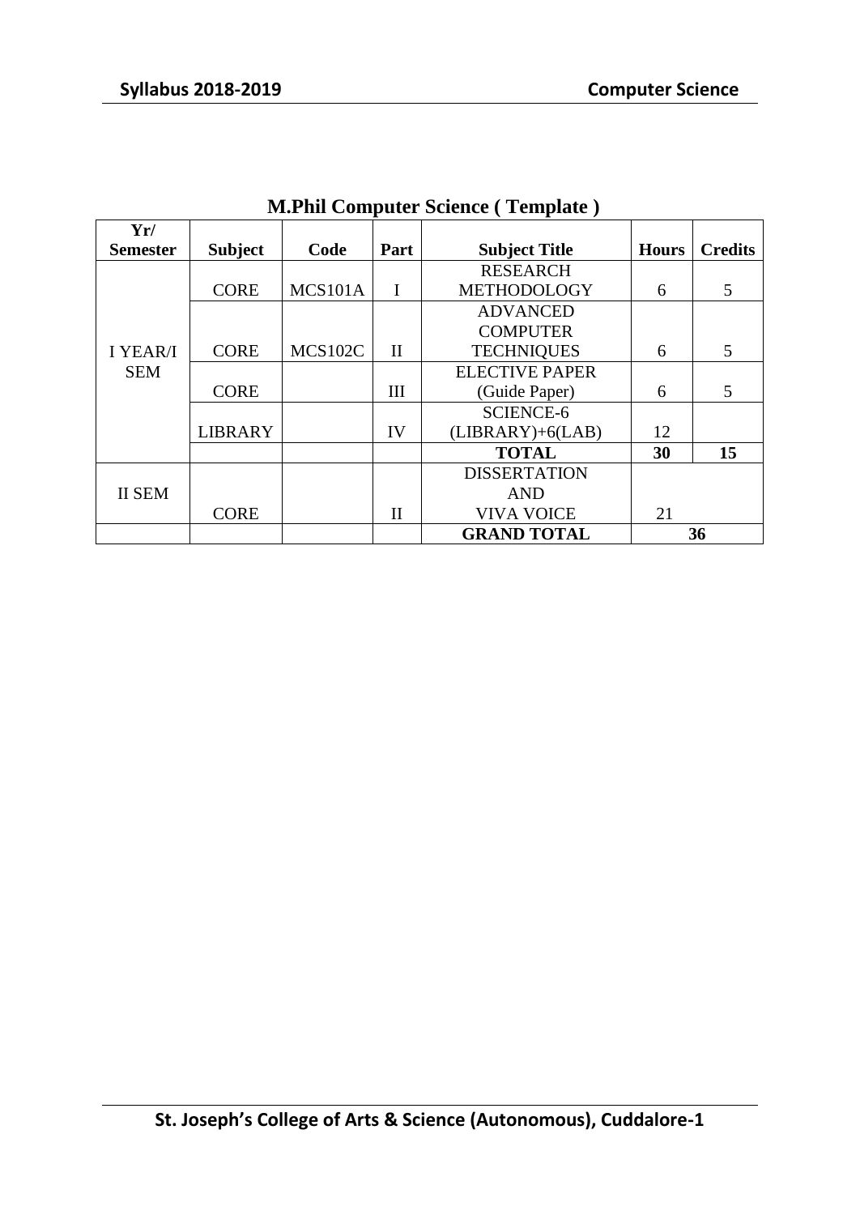## M.Phil Computer Science ( Template )

| Yr/ Semester | Subject | Code | Part | Subject Title | Hours | Credits |
|---|---|---|---|---|---|---|
| I YEAR/I SEM | CORE | MCS101A | I | RESEARCH METHODOLOGY | 6 | 5 |
| | CORE | MCS102C | II | ADVANCED COMPUTER TECHNIQUES | 6 | 5 |
| | CORE | | III | ELECTIVE PAPER (Guide Paper) | 6 | 5 |
| | LIBRARY | | IV | SCIENCE-6 (LIBRARY)+6(LAB) | 12 | |
| | | | | **TOTAL** | **30** | **15** |
| II SEM | CORE | | II | DISSERTATION AND VIVA VOICE | 21 | |
| | | | | **GRAND TOTAL** | **36** | |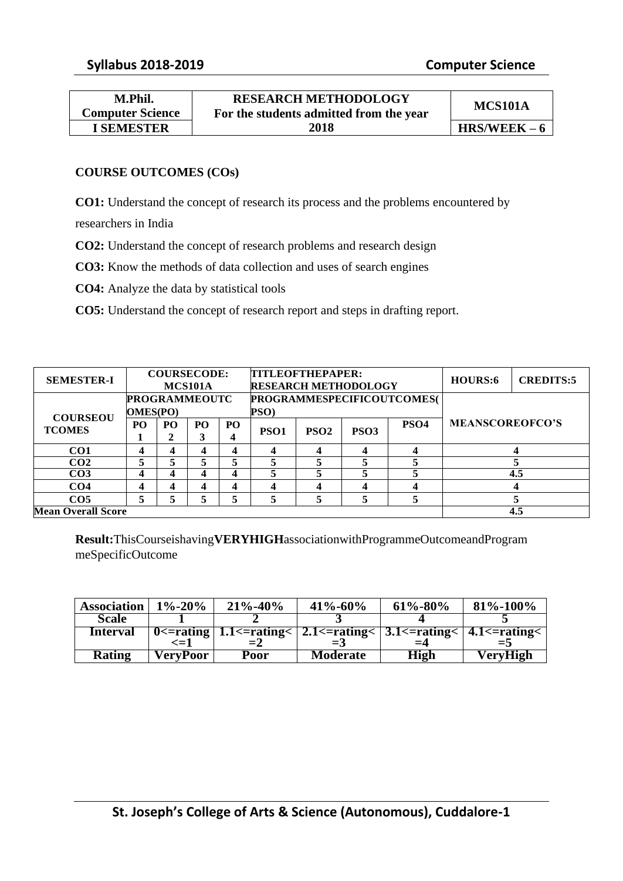| M.Phil. Computer Science | RESEARCH METHODOLOGY For the students admitted from the year 2018 | MCS101A |
|---|---|---|
| I SEMESTER | | HRS/WEEK – 6 |

**COURSE OUTCOMES (COs)**

**CO1:** Understand the concept of research its process and the problems encountered by researchers in India

**CO2:** Understand the concept of research problems and research design

**CO3:** Know the methods of data collection and uses of search engines

**CO4:** Analyze the data by statistical tools

**CO5:** Understand the concept of research report and steps in drafting report.

| SEMESTER-I | COURSECODE: MCS101A | | | | TITLEOFTHEPAPER: RESEARCH METHODOLOGY | | | | HOURS:6 | CREDITS:5 |
|---|---|---|---|---|---|---|---|---|---|---|
| COURSEOUTCOMES | PROGRAMMEOUTCOMES(PO) | | | | PROGRAMMESPECIFICOUTCOMES(PSO) | | | | MEANSCOREOFCO'S | |
| | PO 1 | PO 2 | PO 3 | PO 4 | PSO1 | PSO2 | PSO3 | PSO4 | | |
| CO1 | 4 | 4 | 4 | 4 | 4 | 4 | 4 | 4 | 4 | |
| CO2 | 5 | 5 | 5 | 5 | 5 | 5 | 5 | 5 | 5 | |
| CO3 | 4 | 4 | 4 | 4 | 5 | 5 | 5 | 5 | 4.5 | |
| CO4 | 4 | 4 | 4 | 4 | 4 | 4 | 4 | 4 | 4 | |
| CO5 | 5 | 5 | 5 | 5 | 5 | 5 | 5 | 5 | 5 | |
| Mean Overall Score | | | | | | | | | 4.5 | |

**Result:**ThisCourseishaving**VERYHIGH**associationwithProgrammeOutcomeandProgrammeSpecificOutcome

| Association | 1%-20% | 21%-40% | 41%-60% | 61%-80% | 81%-100% |
|---|---|---|---|---|---|
| Scale | 1 | 2 | 3 | 4 | 5 |
| Interval | 0<=rating<=1 | 1.1<=rating<=2 | 2.1<=rating<=3 | 3.1<=rating<=4 | 4.1<=rating<=5 |
| Rating | VeryPoor | Poor | Moderate | High | VeryHigh |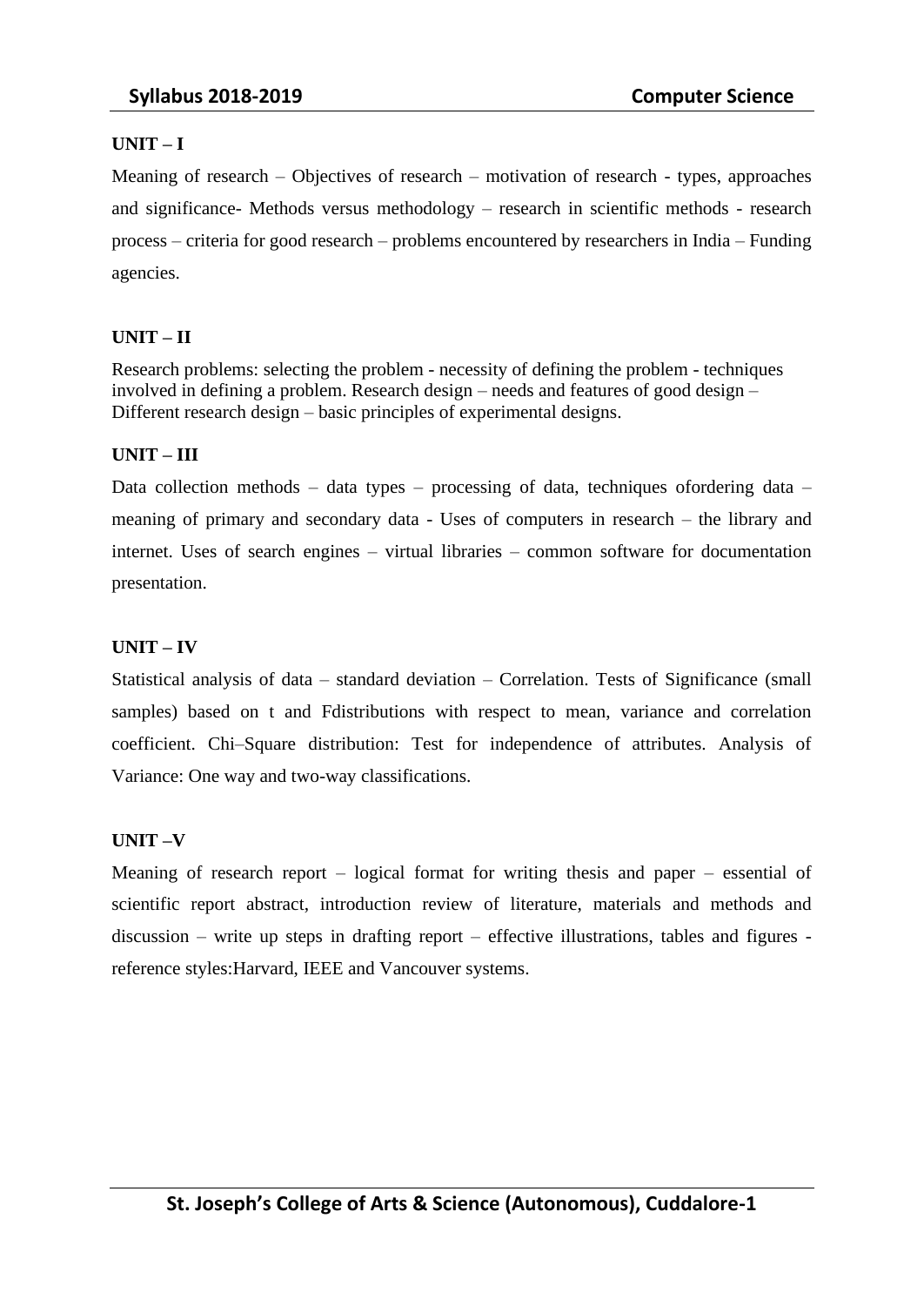**UNIT – I**

Meaning of research – Objectives of research – motivation of research - types, approaches and significance- Methods versus methodology – research in scientific methods - research process – criteria for good research – problems encountered by researchers in India – Funding agencies.

**UNIT – II**

Research problems: selecting the problem - necessity of defining the problem - techniques involved in defining a problem. Research design – needs and features of good design – Different research design – basic principles of experimental designs.

**UNIT – III**

Data collection methods – data types – processing of data, techniques ofordering data – meaning of primary and secondary data - Uses of computers in research – the library and internet. Uses of search engines – virtual libraries – common software for documentation presentation.

**UNIT – IV**

Statistical analysis of data – standard deviation – Correlation. Tests of Significance (small samples) based on t and Fdistributions with respect to mean, variance and correlation coefficient. Chi–Square distribution: Test for independence of attributes. Analysis of Variance: One way and two-way classifications.

**UNIT –V**

Meaning of research report – logical format for writing thesis and paper – essential of scientific report abstract, introduction review of literature, materials and methods and discussion – write up steps in drafting report – effective illustrations, tables and figures - reference styles:Harvard, IEEE and Vancouver systems.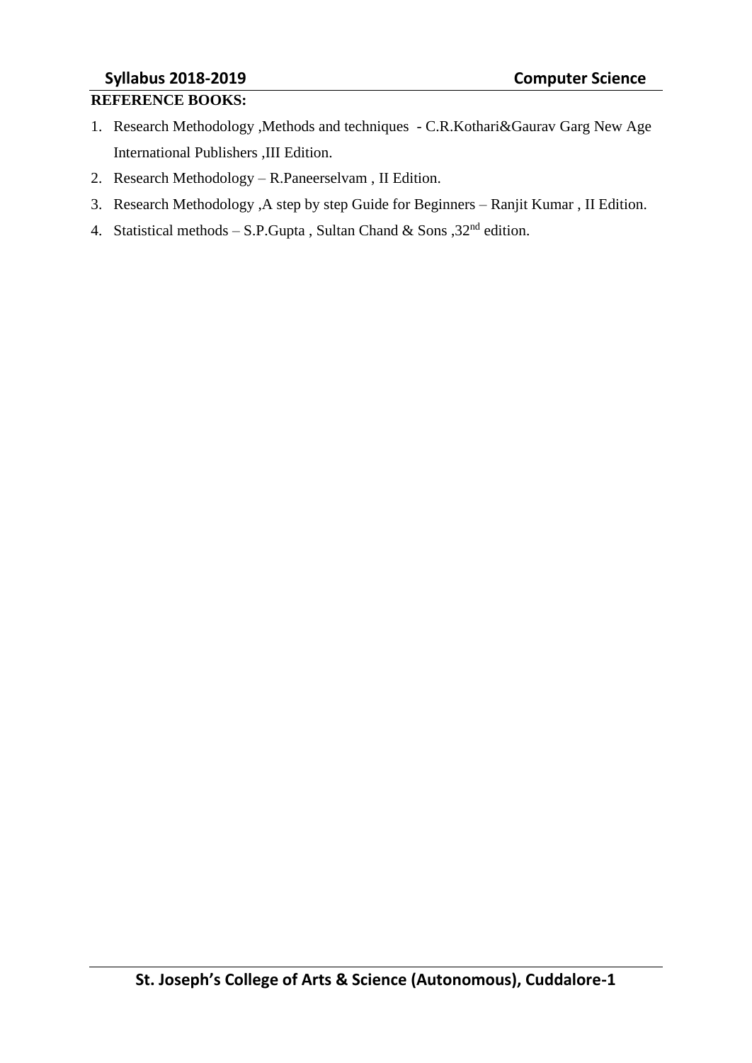**REFERENCE BOOKS:**

1. Research Methodology ,Methods and techniques - C.R.Kothari&Gaurav Garg New Age International Publishers ,III Edition.
2. Research Methodology – R.Paneerselvam , II Edition.
3. Research Methodology ,A step by step Guide for Beginners – Ranjit Kumar , II Edition.
4. Statistical methods – S.P.Gupta , Sultan Chand & Sons ,32nd edition.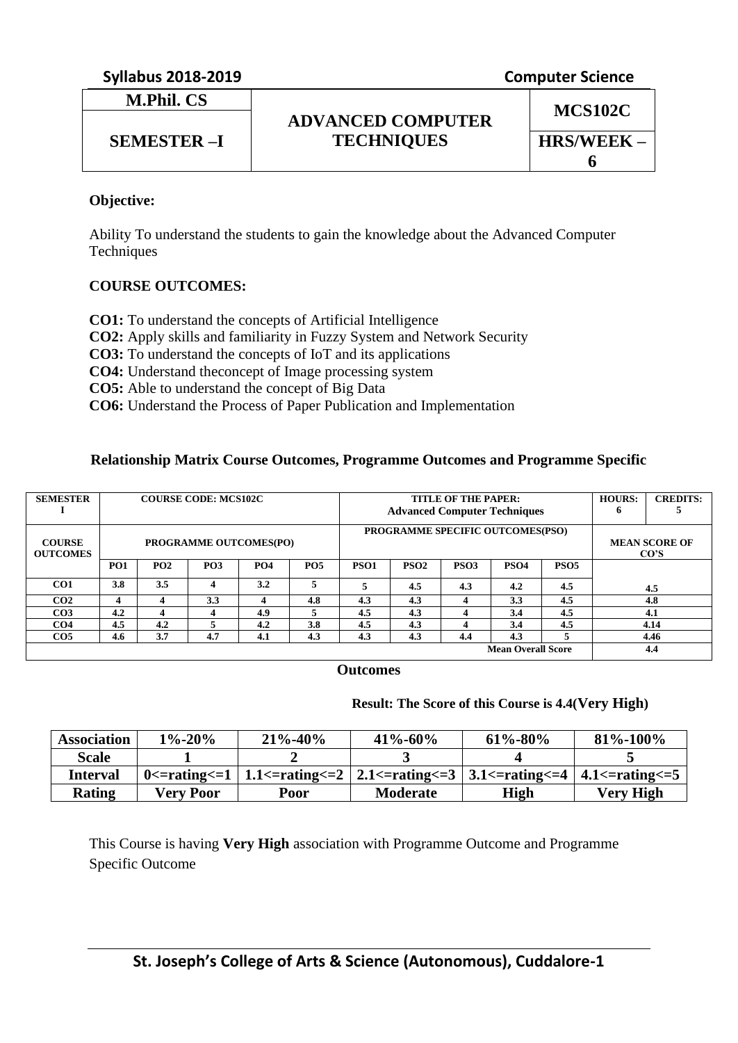| M.Phil. CS | ADVANCED COMPUTER TECHNIQUES | MCS102C |
|---|---|---|
| SEMESTER –I | | HRS/WEEK – 6 |

**Objective:**

Ability To understand the students to gain the knowledge about the Advanced Computer Techniques

**COURSE OUTCOMES:**

**CO1:** To understand the concepts of Artificial Intelligence
**CO2:** Apply skills and familiarity in Fuzzy System and Network Security
**CO3:** To understand the concepts of IoT and its applications
**CO4:** Understand theconcept of Image processing system
**CO5:** Able to understand the concept of Big Data
**CO6:** Understand the Process of Paper Publication and Implementation

**Relationship Matrix Course Outcomes, Programme Outcomes and Programme Specific Outcomes**

| SEMESTER I | COURSE CODE: MCS102C | | | | | TITLE OF THE PAPER: Advanced Computer Techniques | | | | | HOURS: 6 | CREDITS: 5 |
|---|---|---|---|---|---|---|---|---|---|---|---|---|
| COURSE OUTCOMES | PROGRAMME OUTCOMES(PO) | | | | | PROGRAMME SPECIFIC OUTCOMES(PSO) | | | | | MEAN SCORE OF CO'S | |
| | PO1 | PO2 | PO3 | PO4 | PO5 | PSO1 | PSO2 | PSO3 | PSO4 | PSO5 | | |
| CO1 | 3.8 | 3.5 | 4 | 3.2 | 5 | 5 | 4.5 | 4.3 | 4.2 | 4.5 | 4.5 | |
| CO2 | 4 | 4 | 3.3 | 4 | 4.8 | 4.3 | 4.3 | 4 | 3.3 | 4.5 | 4.8 | |
| CO3 | 4.2 | 4 | 4 | 4.9 | 5 | 4.5 | 4.3 | 4 | 3.4 | 4.5 | 4.1 | |
| CO4 | 4.5 | 4.2 | 5 | 4.2 | 3.8 | 4.5 | 4.3 | 4 | 3.4 | 4.5 | 4.14 | |
| CO5 | 4.6 | 3.7 | 4.7 | 4.1 | 4.3 | 4.3 | 4.3 | 4.4 | 4.3 | 5 | 4.46 | |
| Mean Overall Score | | | | | | | | | | | 4.4 | |

**Result: The Score of this Course is 4.4(Very High)**

| Association | 1%-20% | 21%-40% | 41%-60% | 61%-80% | 81%-100% |
|---|---|---|---|---|---|
| Scale | 1 | 2 | 3 | 4 | 5 |
| Interval | 0<=rating<=1 | 1.1<=rating<=2 | 2.1<=rating<=3 | 3.1<=rating<=4 | 4.1<=rating<=5 |
| Rating | Very Poor | Poor | Moderate | High | Very High |

This Course is having **Very High** association with Programme Outcome and Programme Specific Outcome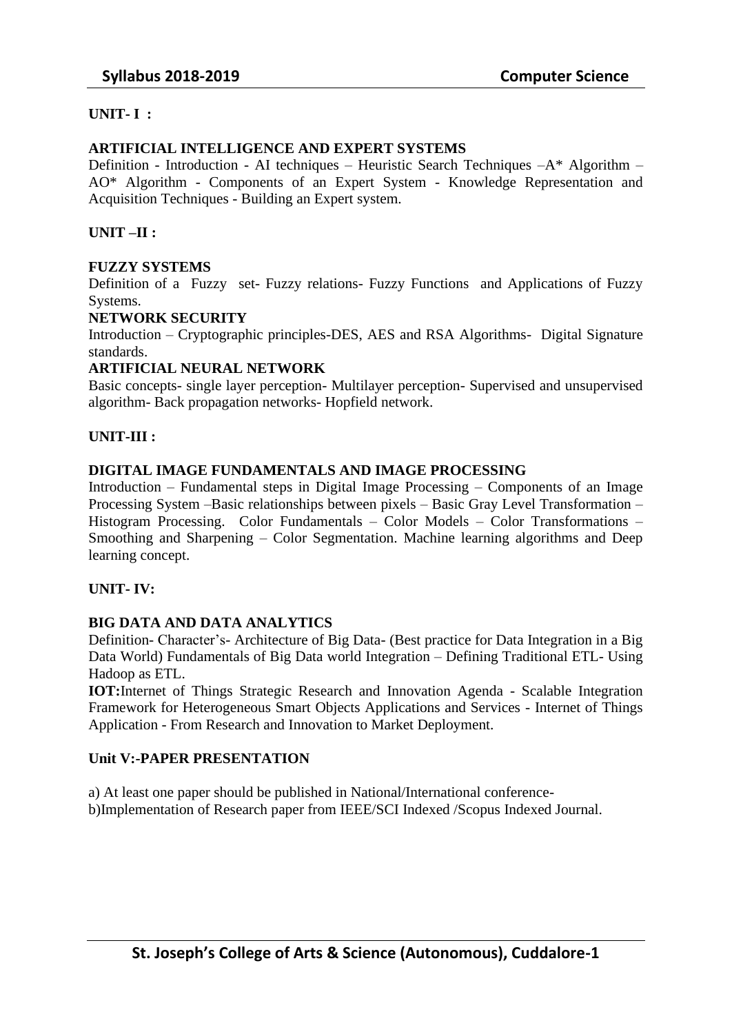**UNIT- I :**

**ARTIFICIAL INTELLIGENCE AND EXPERT SYSTEMS**

Definition - Introduction - AI techniques – Heuristic Search Techniques –A* Algorithm – AO* Algorithm - Components of an Expert System - Knowledge Representation and Acquisition Techniques - Building an Expert system.

**UNIT –II :**

**FUZZY SYSTEMS**

Definition of a Fuzzy set- Fuzzy relations- Fuzzy Functions and Applications of Fuzzy Systems.

**NETWORK SECURITY**

Introduction – Cryptographic principles-DES, AES and RSA Algorithms- Digital Signature standards.

**ARTIFICIAL NEURAL NETWORK**

Basic concepts- single layer perception- Multilayer perception- Supervised and unsupervised algorithm- Back propagation networks- Hopfield network.

**UNIT-III :**

**DIGITAL IMAGE FUNDAMENTALS AND IMAGE PROCESSING**

Introduction – Fundamental steps in Digital Image Processing – Components of an Image Processing System –Basic relationships between pixels – Basic Gray Level Transformation – Histogram Processing. Color Fundamentals – Color Models – Color Transformations – Smoothing and Sharpening – Color Segmentation. Machine learning algorithms and Deep learning concept.

**UNIT- IV:**

**BIG DATA AND DATA ANALYTICS**

Definition- Character's- Architecture of Big Data- (Best practice for Data Integration in a Big Data World) Fundamentals of Big Data world Integration – Defining Traditional ETL- Using Hadoop as ETL.

**IOT:**Internet of Things Strategic Research and Innovation Agenda - Scalable Integration Framework for Heterogeneous Smart Objects Applications and Services - Internet of Things Application - From Research and Innovation to Market Deployment.

**Unit V:-PAPER PRESENTATION**

a) At least one paper should be published in National/International conference-
b)Implementation of Research paper from IEEE/SCI Indexed /Scopus Indexed Journal.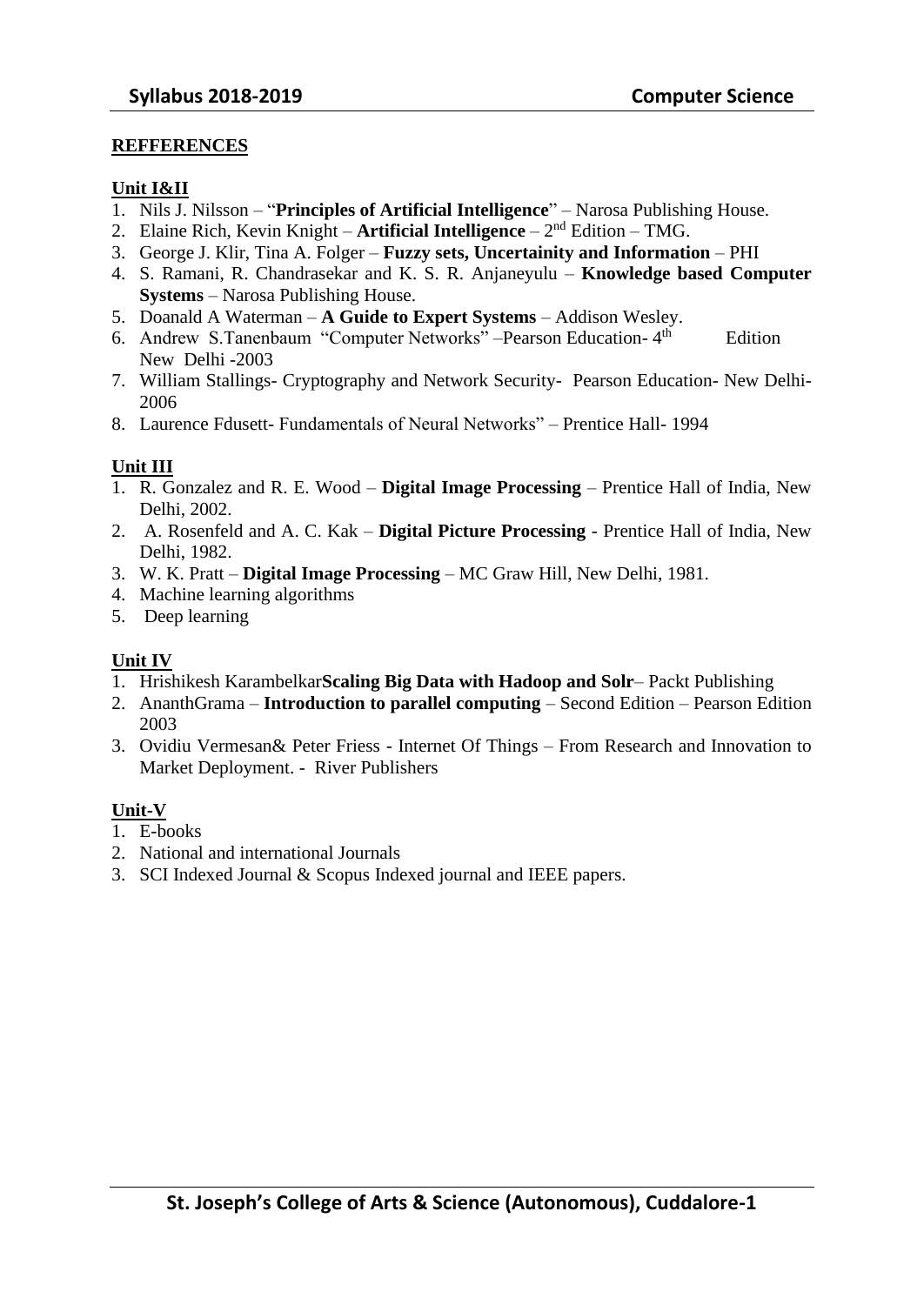**REFFERENCES**

**Unit I&II**

1. Nils J. Nilsson – "**Principles of Artificial Intelligence**" – Narosa Publishing House.
2. Elaine Rich, Kevin Knight – **Artificial Intelligence** – 2nd Edition – TMG.
3. George J. Klir, Tina A. Folger – **Fuzzy sets, Uncertainity and Information** – PHI
4. S. Ramani, R. Chandrasekar and K. S. R. Anjaneyulu – **Knowledge based Computer Systems** – Narosa Publishing House.
5. Doanald A Waterman – **A Guide to Expert Systems** – Addison Wesley.
6. Andrew S.Tanenbaum "Computer Networks" –Pearson Education- 4th Edition New Delhi -2003
7. William Stallings- Cryptography and Network Security- Pearson Education- New Delhi-2006
8. Laurence Fdusett- Fundamentals of Neural Networks" – Prentice Hall- 1994

**Unit III**

1. R. Gonzalez and R. E. Wood – **Digital Image Processing** – Prentice Hall of India, New Delhi, 2002.
2. A. Rosenfeld and A. C. Kak – **Digital Picture Processing** - Prentice Hall of India, New Delhi, 1982.
3. W. K. Pratt – **Digital Image Processing** – MC Graw Hill, New Delhi, 1981.
4. Machine learning algorithms
5. Deep learning

**Unit IV**

1. Hrishikesh Karambelkar**Scaling Big Data with Hadoop and Solr**– Packt Publishing
2. AnanthGrama – **Introduction to parallel computing** – Second Edition – Pearson Edition 2003
3. Ovidiu Vermesan& Peter Friess - Internet Of Things – From Research and Innovation to Market Deployment. - River Publishers

**Unit-V**

1. E-books
2. National and international Journals
3. SCI Indexed Journal & Scopus Indexed journal and IEEE papers.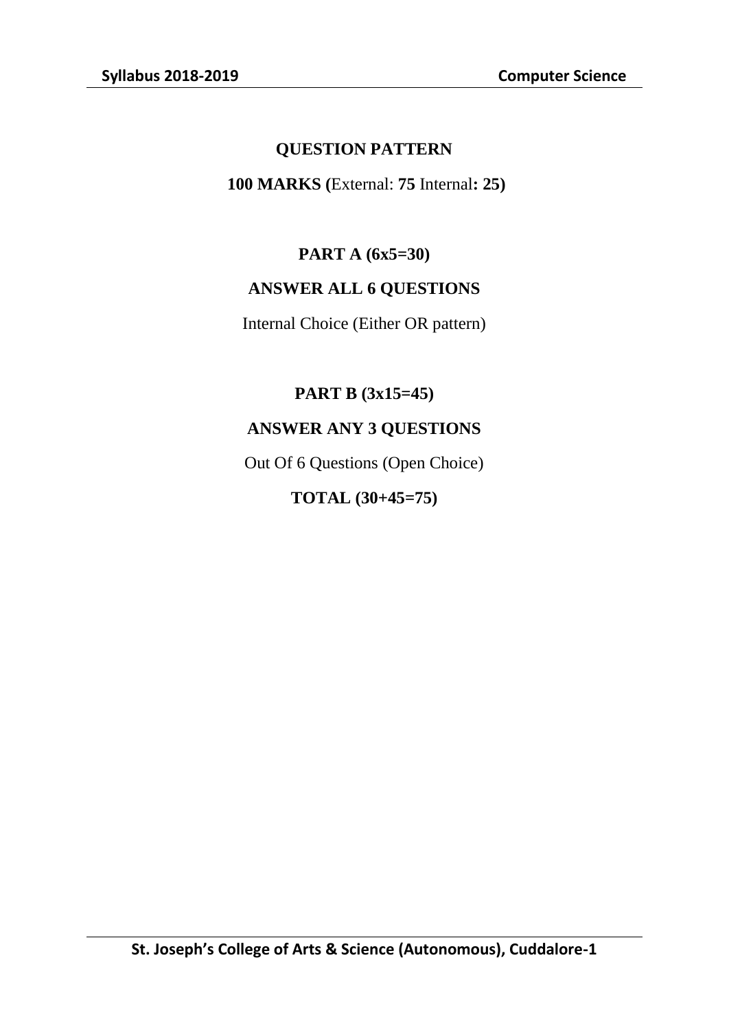## QUESTION PATTERN

**100 MARKS (**External: **75** Internal**: 25)**

**PART A (6x5=30)**

**ANSWER ALL 6 QUESTIONS**

Internal Choice (Either OR pattern)

**PART B (3x15=45)**

**ANSWER ANY 3 QUESTIONS**

Out Of 6 Questions (Open Choice)

**TOTAL (30+45=75)**